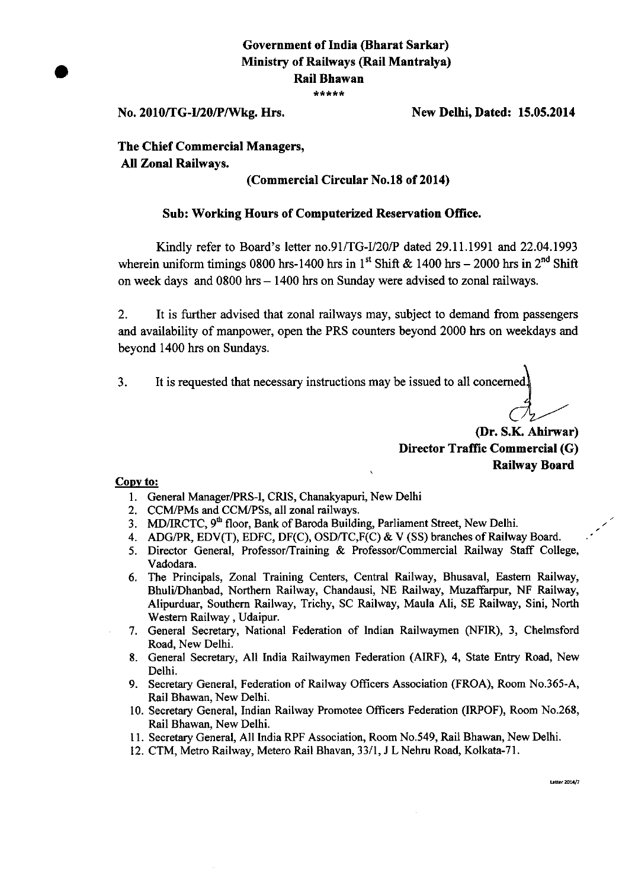**Government of India (Bharat Sarkar)**
**Ministry of Railways (Rail Mantralya)**
**Rail Bhawan**

\*\*\*\*\*

**No. 2010/TG-I/20/P/Wkg. Hrs.** **New Delhi, Dated: 15.05.2014**

**The Chief Commercial Managers,**
**All Zonal Railways.**

**(Commercial Circular No.18 of 2014)**

**Sub: Working Hours of Computerized Reservation Office.**

Kindly refer to Board's letter no.91/TG-I/20/P dated 29.11.1991 and 22.04.1993 wherein uniform timings 0800 hrs-1400 hrs in 1st Shift & 1400 hrs – 2000 hrs in 2nd Shift on week days and 0800 hrs – 1400 hrs on Sunday were advised to zonal railways.

2. It is further advised that zonal railways may, subject to demand from passengers and availability of manpower, open the PRS counters beyond 2000 hrs on weekdays and beyond 1400 hrs on Sundays.

3. It is requested that necessary instructions may be issued to all concerned.

**(Dr. S.K. Ahirwar)**
**Director Traffic Commercial (G)**
**Railway Board**

**Copy to:**

1. General Manager/PRS-I, CRIS, Chanakyapuri, New Delhi
2. CCM/PMs and CCM/PSs, all zonal railways.
3. MD/IRCTC, 9th floor, Bank of Baroda Building, Parliament Street, New Delhi.
4. ADG/PR, EDV(T), EDFC, DF(C), OSD/TC,F(C) & V (SS) branches of Railway Board.
5. Director General, Professor/Training & Professor/Commercial Railway Staff College, Vadodara.
6. The Principals, Zonal Training Centers, Central Railway, Bhusaval, Eastern Railway, Bhuli/Dhanbad, Northern Railway, Chandausi, NE Railway, Muzaffarpur, NF Railway, Alipurduar, Southern Railway, Trichy, SC Railway, Maula Ali, SE Railway, Sini, North Western Railway, Udaipur.
7. General Secretary, National Federation of Indian Railwaymen (NFIR), 3, Chelmsford Road, New Delhi.
8. General Secretary, All India Railwaymen Federation (AIRF), 4, State Entry Road, New Delhi.
9. Secretary General, Federation of Railway Officers Association (FROA), Room No.365-A, Rail Bhawan, New Delhi.
10. Secretary General, Indian Railway Promotee Officers Federation (IRPOF), Room No.268, Rail Bhawan, New Delhi.
11. Secretary General, All India RPF Association, Room No.549, Rail Bhawan, New Delhi.
12. CTM, Metro Railway, Metero Rail Bhavan, 33/1, J L Nehru Road, Kolkata-71.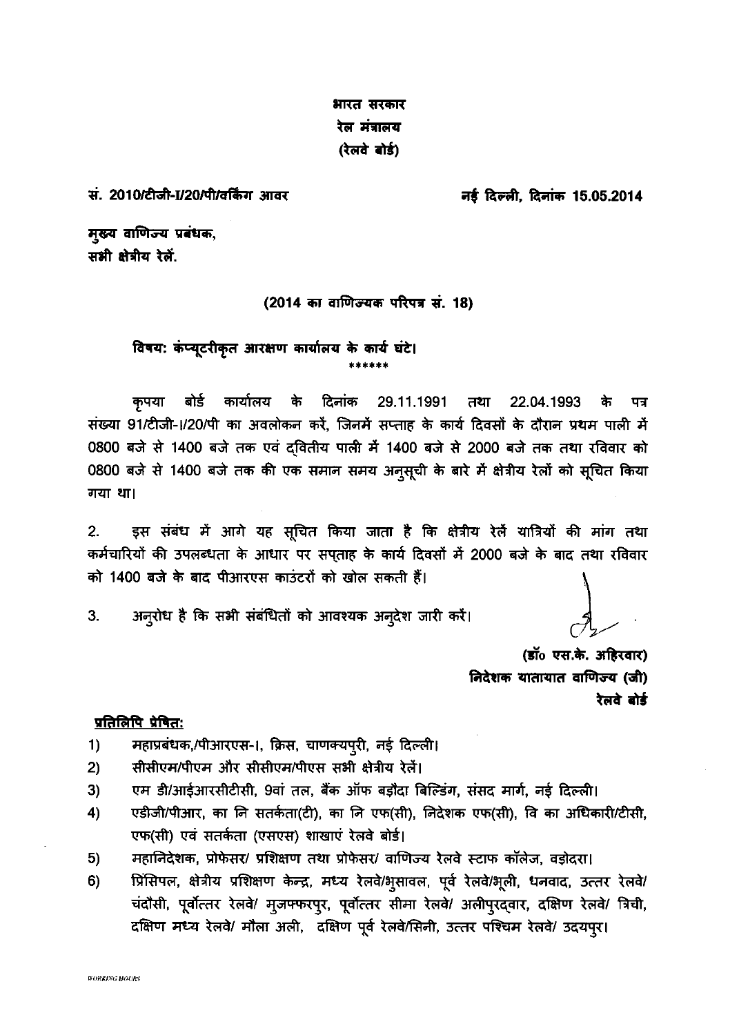**भारत सरकार**
**रेल मंत्रालय**
**(रेलवे बोर्ड)**

**सं. 2010/टीजी-I/20/पी/वर्किंग आवर** **नई दिल्ली, दिनांक 15.05.2014**

**मुख्य वाणिज्य प्रबंधक,**
**सभी क्षेत्रीय रेलें.**

**(2014 का वाणिज्यक परिपत्र सं. 18)**

**विषय: कंप्यूटरीकृत आरक्षण कार्यालय के कार्य घंटे।**

\*\*\*\*\*\*

कृपया बोर्ड कार्यालय के दिनांक 29.11.1991 तथा 22.04.1993 के पत्र संख्या 91/टीजी-I/20/पी का अवलोकन करें, जिनमें सप्ताह के कार्य दिवसों के दौरान प्रथम पाली में 0800 बजे से 1400 बजे तक एवं द्वितीय पाली में 1400 बजे से 2000 बजे तक तथा रविवार को 0800 बजे से 1400 बजे तक की एक समान समय अनुसूची के बारे में क्षेत्रीय रेलों को सूचित किया गया था।

2. इस संबंध में आगे यह सूचित किया जाता है कि क्षेत्रीय रेलें यात्रियों की मांग तथा कर्मचारियों की उपलब्धता के आधार पर सप्ताह के कार्य दिवसों में 2000 बजे के बाद तथा रविवार को 1400 बजे के बाद पीआरएस काउंटरों को खोल सकती हैं।

3. अनुरोध है कि सभी संबंधितों को आवश्यक अनुदेश जारी करें।

**(डॉ० एस.के. अहिरवार)**
**निदेशक यातायात वाणिज्य (जी)**
**रेलवे बोर्ड**

**प्रतिलिपि प्रेषित:**

1) महाप्रबंधक,/पीआरएस-I, क्रिस, चाणक्यपुरी, नई दिल्ली।
2) सीसीएम/पीएम और सीसीएम/पीएस सभी क्षेत्रीय रेलें।
3) एम डी/आईआरसीटीसी, 9वां तल, बैंक ऑफ बड़ौदा बिल्डिंग, संसद मार्ग, नई दिल्ली।
4) एडीजी/पीआर, का नि सतर्कता(टी), का नि एफ(सी), निदेशक एफ(सी), वि का अधिकारी/टीसी, एफ(सी) एवं सतर्कता (एसएस) शाखाएं रेलवे बोर्ड।
5) महानिदेशक, प्रोफेसर/ प्रशिक्षण तथा प्रोफेसर/ वाणिज्य रेलवे स्टाफ कॉलेज, वड़ोदरा।
6) प्रिंसिपल, क्षेत्रीय प्रशिक्षण केन्द्र, मध्य रेलवे/भुसावल, पूर्व रेलवे/भूली, धनवाद, उत्तर रेलवे/ चंदौसी, पूर्वोत्तर रेलवे/ मुजफ्फरपुर, पूर्वोत्तर सीमा रेलवे/ अलीपुरद्वार, दक्षिण रेलवे/ त्रिची, दक्षिण मध्य रेलवे/ मौला अली, दक्षिण पूर्व रेलवे/सिनी, उत्तर पश्चिम रेलवे/ उदयपुर।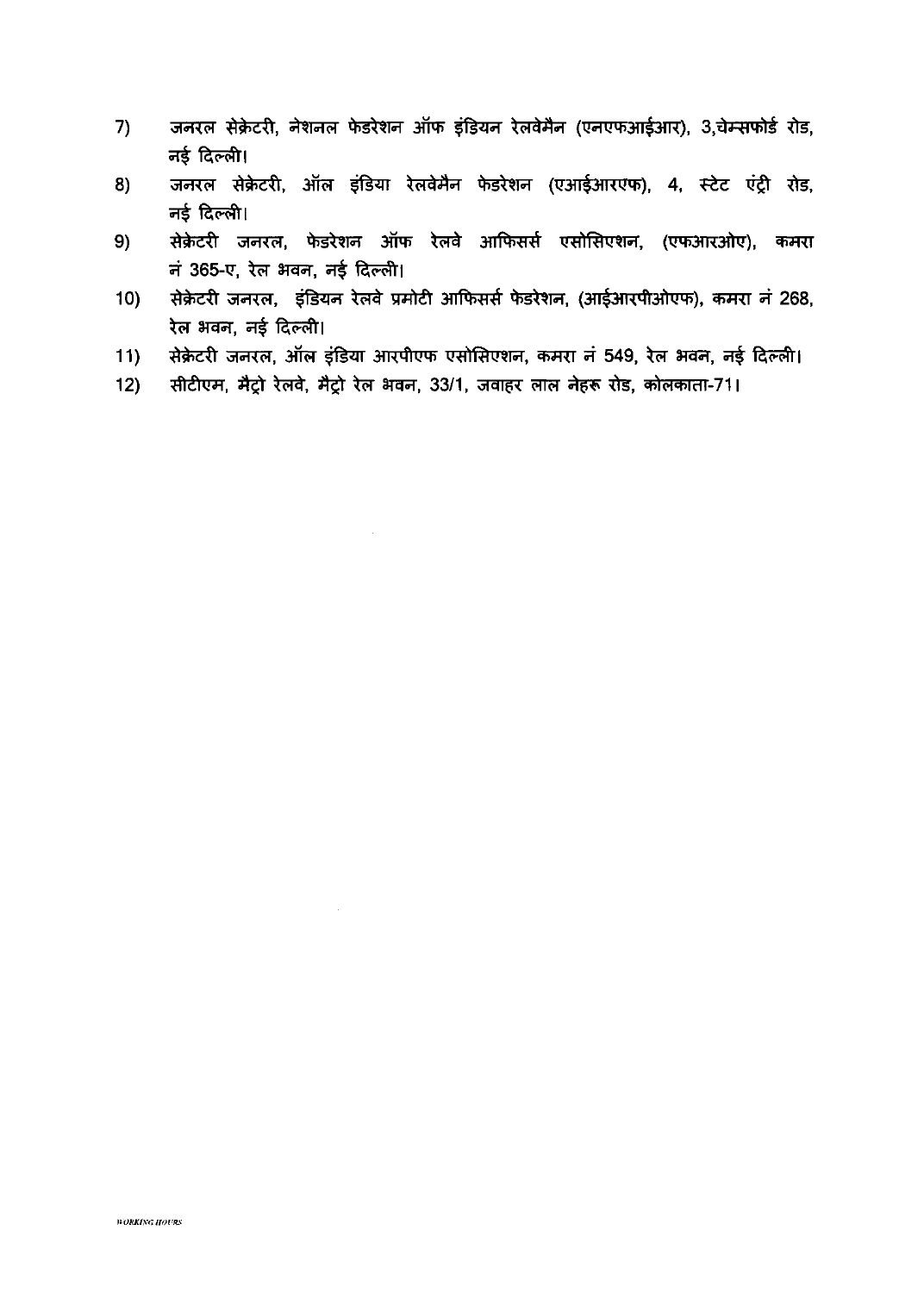7) जनरल सेक्रेटरी, नेशनल फेडरेशन ऑफ इंडियन रेलवेमैन (एनएफआईआर), 3,चेम्सफोर्ड रोड, नई दिल्ली।

8) जनरल सेक्रेटरी, ऑल इंडिया रेलवेमैन फेडरेशन (एआईआरएफ), 4, स्टेट एंट्री रोड, नई दिल्ली।

9) सेक्रेटरी जनरल, फेडरेशन ऑफ रेलवे आफिसर्स एसोसिएशन, (एफआरओए), कमरा नं 365-ए, रेल भवन, नई दिल्ली।

10) सेक्रेटरी जनरल, इंडियन रेलवे प्रमोटी आफिसर्स फेडरेशन, (आईआरपीओएफ), कमरा नं 268, रेल भवन, नई दिल्ली।

11) सेक्रेटरी जनरल, ऑल इंडिया आरपीएफ एसोसिएशन, कमरा नं 549, रेल भवन, नई दिल्ली।

12) सीटीएम, मैट्रो रेलवे, मैट्रो रेल भवन, 33/1, जवाहर लाल नेहरू रोड, कोलकाता-71।